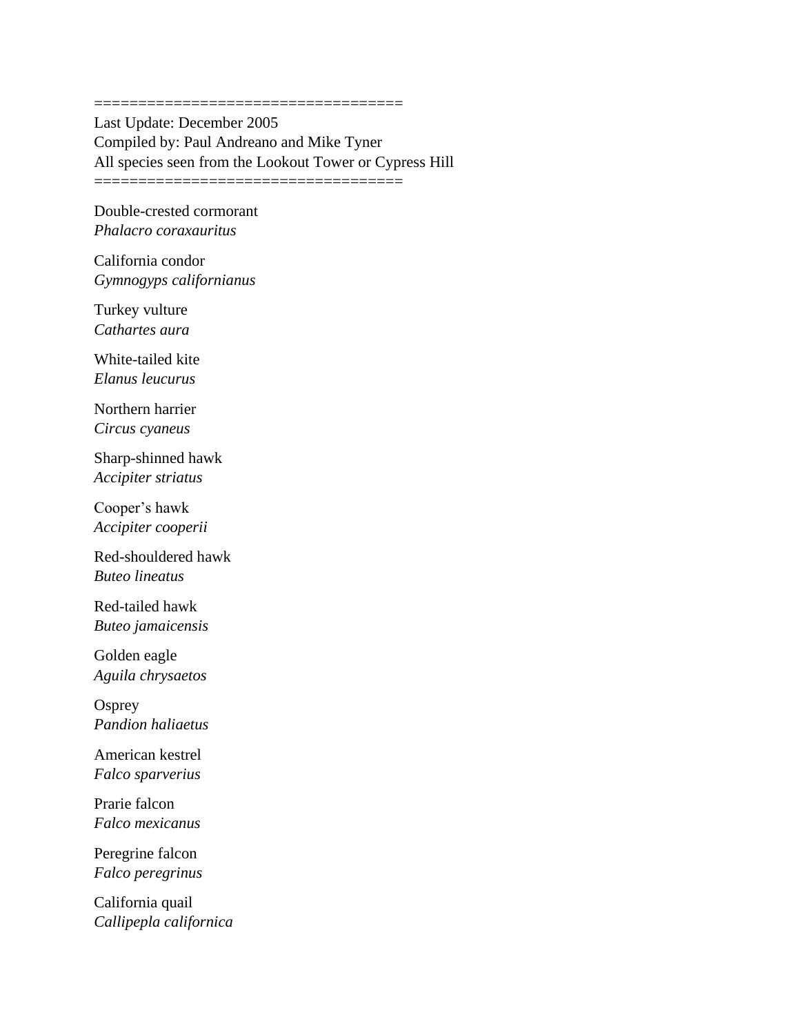==================================

Last Update: December 2005

Compiled by: Paul Andreano and Mike Tyner

All species seen from the Lookout Tower or Cypress Hill

==================================

Double-crested cormorant
*Phalacro coraxauritus*

California condor
*Gymnogyps californianus*

Turkey vulture
*Cathartes aura*

White-tailed kite
*Elanus leucurus*

Northern harrier
*Circus cyaneus*

Sharp-shinned hawk
*Accipiter striatus*

Cooper's hawk
*Accipiter cooperii*

Red-shouldered hawk
*Buteo lineatus*

Red-tailed hawk
*Buteo jamaicensis*

Golden eagle
*Aguila chrysaetos*

Osprey
*Pandion haliaetus*

American kestrel
*Falco sparverius*

Prarie falcon
*Falco mexicanus*

Peregrine falcon
*Falco peregrinus*

California quail
*Callipepla californica*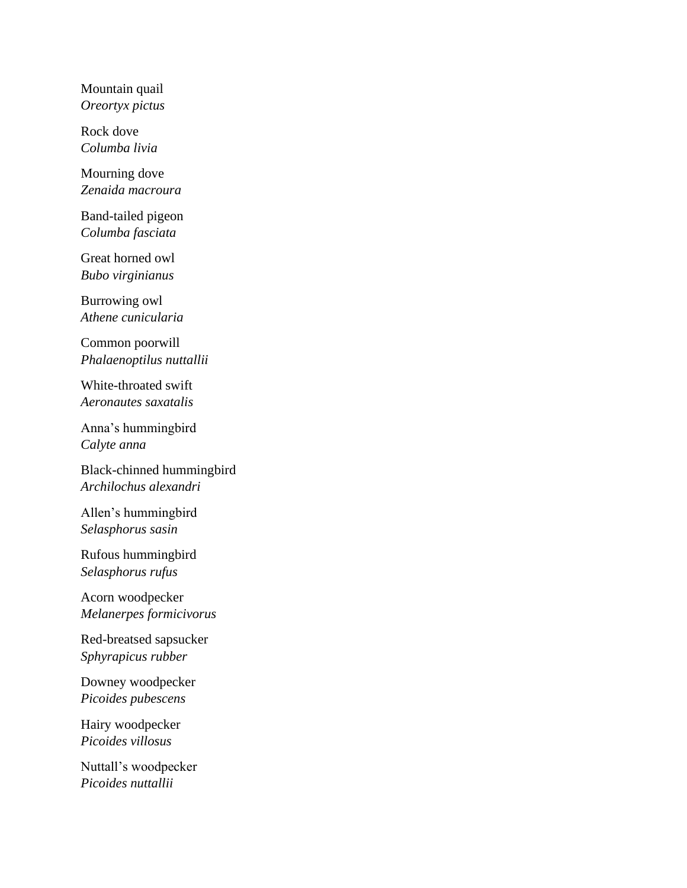Mountain quail
*Oreortyx pictus*

Rock dove
*Columba livia*

Mourning dove
*Zenaida macroura*

Band-tailed pigeon
*Columba fasciata*

Great horned owl
*Bubo virginianus*

Burrowing owl
*Athene cunicularia*

Common poorwill
*Phalaenoptilus nuttallii*

White-throated swift
*Aeronautes saxatalis*

Anna's hummingbird
*Calyte anna*

Black-chinned hummingbird
*Archilochus alexandri*

Allen's hummingbird
*Selasphorus sasin*

Rufous hummingbird
*Selasphorus rufus*

Acorn woodpecker
*Melanerpes formicivorus*

Red-breatsed sapsucker
*Sphyrapicus rubber*

Downey woodpecker
*Picoides pubescens*

Hairy woodpecker
*Picoides villosus*

Nuttall's woodpecker
*Picoides nuttallii*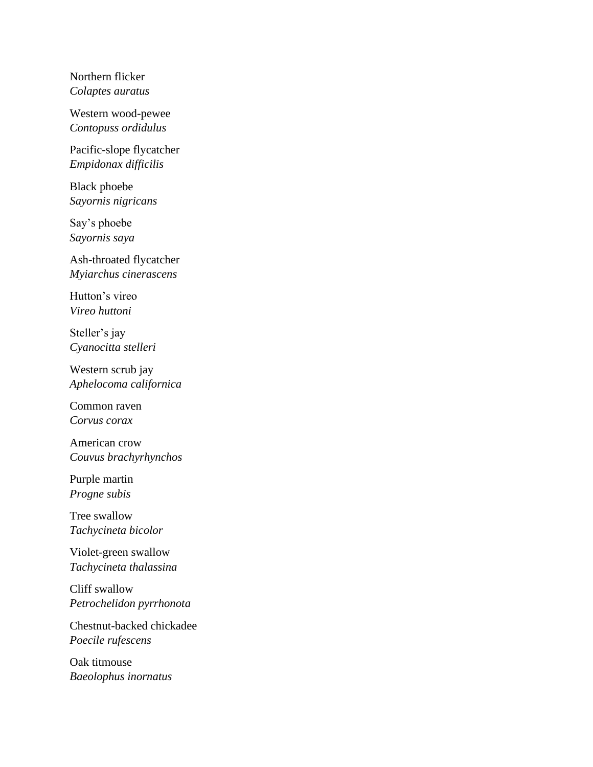Northern flicker
*Colaptes auratus*

Western wood-pewee
*Contopuss ordidulus*

Pacific-slope flycatcher
*Empidonax difficilis*

Black phoebe
*Sayornis nigricans*

Say’s phoebe
*Sayornis saya*

Ash-throated flycatcher
*Myiarchus cinerascens*

Hutton’s vireo
*Vireo huttoni*

Steller’s jay
*Cyanocitta stelleri*

Western scrub jay
*Aphelocoma californica*

Common raven
*Corvus corax*

American crow
*Couvus brachyrhynchos*

Purple martin
*Progne subis*

Tree swallow
*Tachycineta bicolor*

Violet-green swallow
*Tachycineta thalassina*

Cliff swallow
*Petrochelidon pyrrhonota*

Chestnut-backed chickadee
*Poecile rufescens*

Oak titmouse
*Baeolophus inornatus*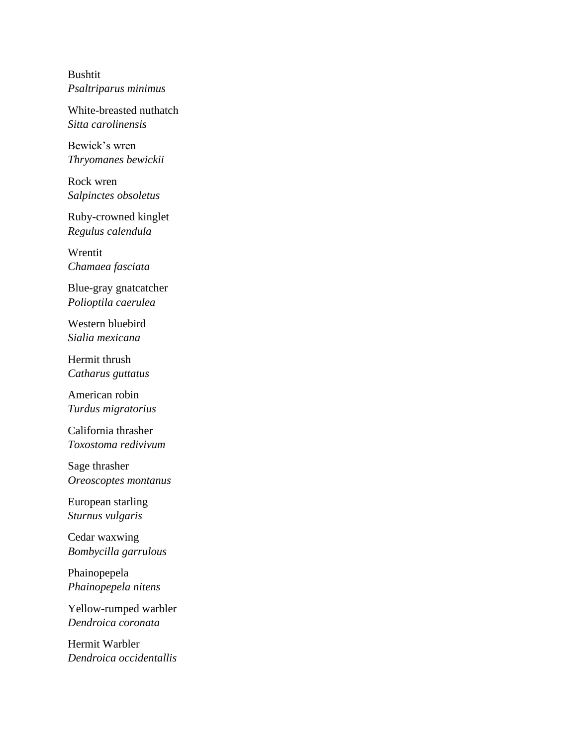Bushtit
*Psaltriparus minimus*

White-breasted nuthatch
*Sitta carolinensis*

Bewick's wren
*Thryomanes bewickii*

Rock wren
*Salpinctes obsoletus*

Ruby-crowned kinglet
*Regulus calendula*

Wrentit
*Chamaea fasciata*

Blue-gray gnatcatcher
*Polioptila caerulea*

Western bluebird
*Sialia mexicana*

Hermit thrush
*Catharus guttatus*

American robin
*Turdus migratorius*

California thrasher
*Toxostoma redivivum*

Sage thrasher
*Oreoscoptes montanus*

European starling
*Sturnus vulgaris*

Cedar waxwing
*Bombycilla garrulous*

Phainopepela
*Phainopepela nitens*

Yellow-rumped warbler
*Dendroica coronata*

Hermit Warbler
*Dendroica occidentallis*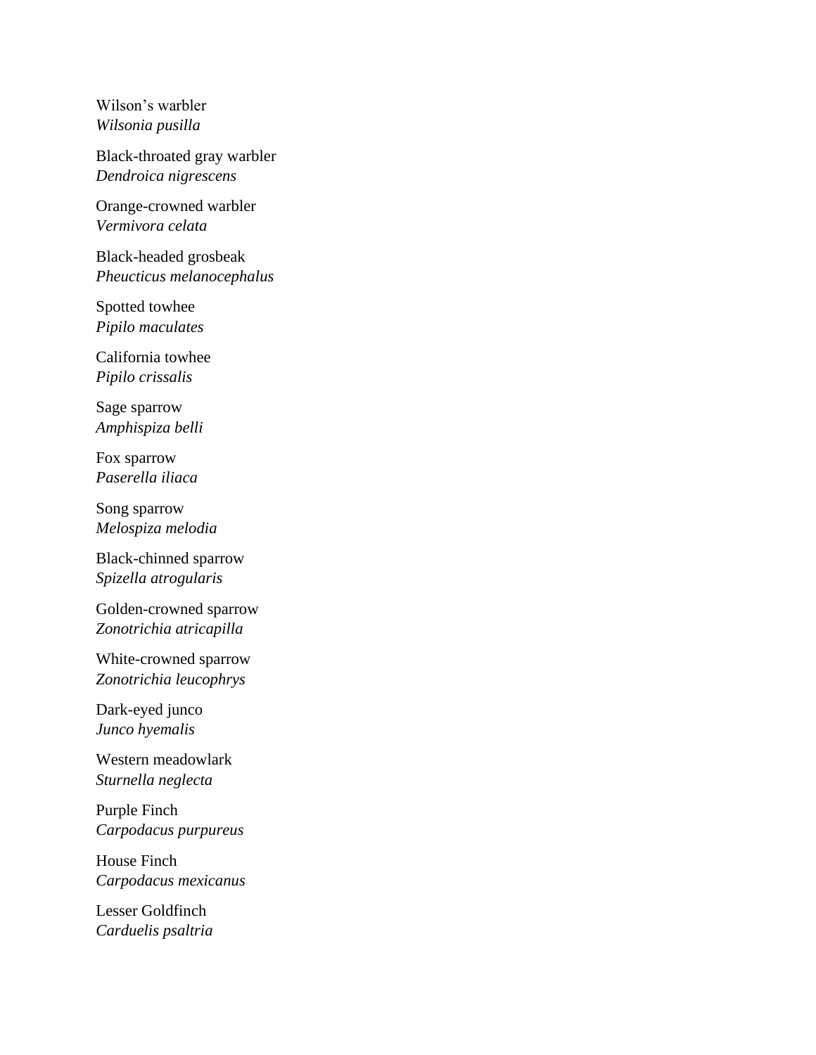Wilson's warbler
*Wilsonia pusilla*

Black-throated gray warbler
*Dendroica nigrescens*

Orange-crowned warbler
*Vermivora celata*

Black-headed grosbeak
*Pheucticus melanocephalus*

Spotted towhee
*Pipilo maculates*

California towhee
*Pipilo crissalis*

Sage sparrow
*Amphispiza belli*

Fox sparrow
*Paserella iliaca*

Song sparrow
*Melospiza melodia*

Black-chinned sparrow
*Spizella atrogularis*

Golden-crowned sparrow
*Zonotrichia atricapilla*

White-crowned sparrow
*Zonotrichia leucophrys*

Dark-eyed junco
*Junco hyemalis*

Western meadowlark
*Sturnella neglecta*

Purple Finch
*Carpodacus purpureus*

House Finch
*Carpodacus mexicanus*

Lesser Goldfinch
*Carduelis psaltria*